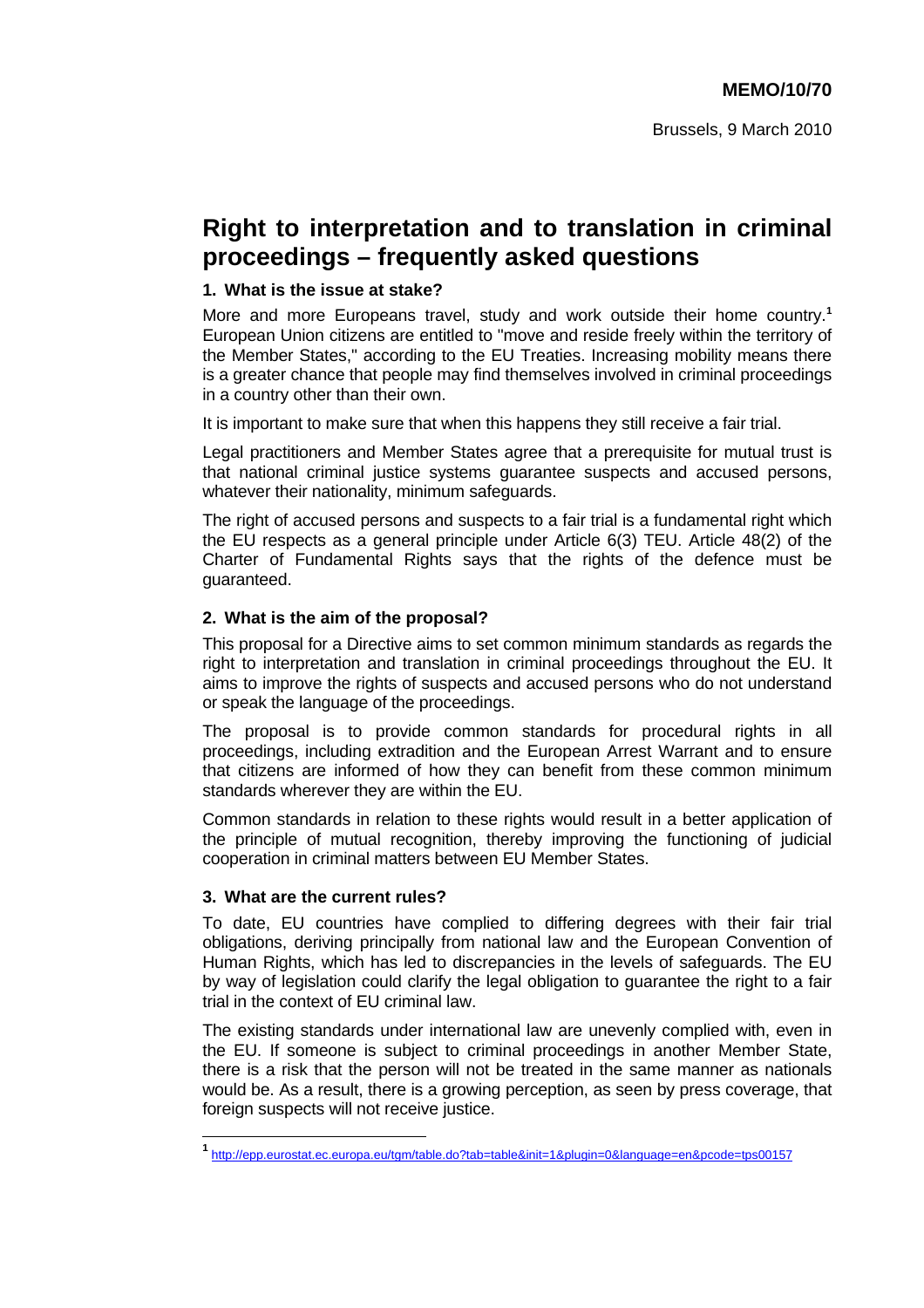**MEMO/10/70**

Brussels, 9 March 2010

# Right to interpretation and to translation in criminal proceedings – frequently asked questions

### 1. What is the issue at stake?

More and more Europeans travel, study and work outside their home country.[1] European Union citizens are entitled to "move and reside freely within the territory of the Member States," according to the EU Treaties. Increasing mobility means there is a greater chance that people may find themselves involved in criminal proceedings in a country other than their own.

It is important to make sure that when this happens they still receive a fair trial.

Legal practitioners and Member States agree that a prerequisite for mutual trust is that national criminal justice systems guarantee suspects and accused persons, whatever their nationality, minimum safeguards.

The right of accused persons and suspects to a fair trial is a fundamental right which the EU respects as a general principle under Article 6(3) TEU. Article 48(2) of the Charter of Fundamental Rights says that the rights of the defence must be guaranteed.

### 2. What is the aim of the proposal?

This proposal for a Directive aims to set common minimum standards as regards the right to interpretation and translation in criminal proceedings throughout the EU. It aims to improve the rights of suspects and accused persons who do not understand or speak the language of the proceedings.

The proposal is to provide common standards for procedural rights in all proceedings, including extradition and the European Arrest Warrant and to ensure that citizens are informed of how they can benefit from these common minimum standards wherever they are within the EU.

Common standards in relation to these rights would result in a better application of the principle of mutual recognition, thereby improving the functioning of judicial cooperation in criminal matters between EU Member States.

### 3. What are the current rules?

To date, EU countries have complied to differing degrees with their fair trial obligations, deriving principally from national law and the European Convention of Human Rights, which has led to discrepancies in the levels of safeguards. The EU by way of legislation could clarify the legal obligation to guarantee the right to a fair trial in the context of EU criminal law.

The existing standards under international law are unevenly complied with, even in the EU. If someone is subject to criminal proceedings in another Member State, there is a risk that the person will not be treated in the same manner as nationals would be. As a result, there is a growing perception, as seen by press coverage, that foreign suspects will not receive justice.

---

[1] http://epp.eurostat.ec.europa.eu/tgm/table.do?tab=table&init=1&plugin=0&language=en&pcode=tps00157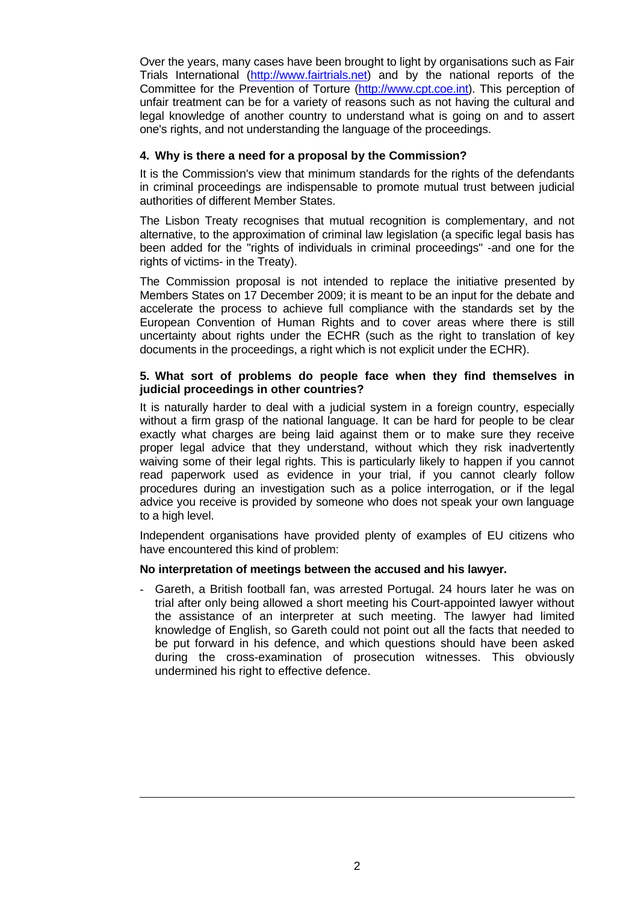Over the years, many cases have been brought to light by organisations such as Fair Trials International (http://www.fairtrials.net) and by the national reports of the Committee for the Prevention of Torture (http://www.cpt.coe.int). This perception of unfair treatment can be for a variety of reasons such as not having the cultural and legal knowledge of another country to understand what is going on and to assert one's rights, and not understanding the language of the proceedings.

### 4. Why is there a need for a proposal by the Commission?

It is the Commission's view that minimum standards for the rights of the defendants in criminal proceedings are indispensable to promote mutual trust between judicial authorities of different Member States.

The Lisbon Treaty recognises that mutual recognition is complementary, and not alternative, to the approximation of criminal law legislation (a specific legal basis has been added for the "rights of individuals in criminal proceedings" -and one for the rights of victims- in the Treaty).

The Commission proposal is not intended to replace the initiative presented by Members States on 17 December 2009; it is meant to be an input for the debate and accelerate the process to achieve full compliance with the standards set by the European Convention of Human Rights and to cover areas where there is still uncertainty about rights under the ECHR (such as the right to translation of key documents in the proceedings, a right which is not explicit under the ECHR).

### 5. What sort of problems do people face when they find themselves in judicial proceedings in other countries?

It is naturally harder to deal with a judicial system in a foreign country, especially without a firm grasp of the national language. It can be hard for people to be clear exactly what charges are being laid against them or to make sure they receive proper legal advice that they understand, without which they risk inadvertently waiving some of their legal rights. This is particularly likely to happen if you cannot read paperwork used as evidence in your trial, if you cannot clearly follow procedures during an investigation such as a police interrogation, or if the legal advice you receive is provided by someone who does not speak your own language to a high level.

Independent organisations have provided plenty of examples of EU citizens who have encountered this kind of problem:

**No interpretation of meetings between the accused and his lawyer.**

- Gareth, a British football fan, was arrested Portugal. 24 hours later he was on trial after only being allowed a short meeting his Court-appointed lawyer without the assistance of an interpreter at such meeting. The lawyer had limited knowledge of English, so Gareth could not point out all the facts that needed to be put forward in his defence, and which questions should have been asked during the cross-examination of prosecution witnesses. This obviously undermined his right to effective defence.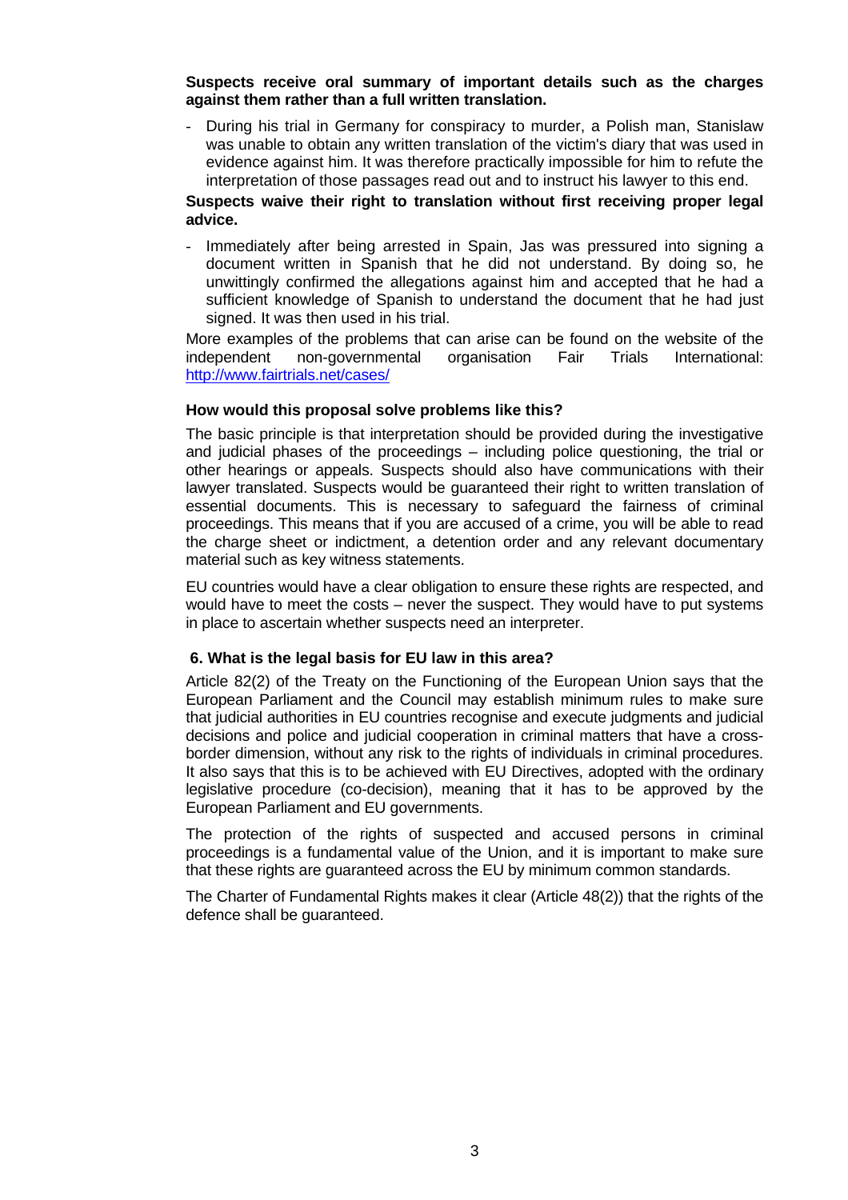**Suspects receive oral summary of important details such as the charges against them rather than a full written translation.**

- During his trial in Germany for conspiracy to murder, a Polish man, Stanislaw was unable to obtain any written translation of the victim's diary that was used in evidence against him. It was therefore practically impossible for him to refute the interpretation of those passages read out and to instruct his lawyer to this end.

**Suspects waive their right to translation without first receiving proper legal advice.**

- Immediately after being arrested in Spain, Jas was pressured into signing a document written in Spanish that he did not understand. By doing so, he unwittingly confirmed the allegations against him and accepted that he had a sufficient knowledge of Spanish to understand the document that he had just signed. It was then used in his trial.

More examples of the problems that can arise can be found on the website of the independent non-governmental organisation Fair Trials International: [http://www.fairtrials.net/cases/](http://www.fairtrials.net/cases/)

### How would this proposal solve problems like this?

The basic principle is that interpretation should be provided during the investigative and judicial phases of the proceedings – including police questioning, the trial or other hearings or appeals. Suspects should also have communications with their lawyer translated. Suspects would be guaranteed their right to written translation of essential documents. This is necessary to safeguard the fairness of criminal proceedings. This means that if you are accused of a crime, you will be able to read the charge sheet or indictment, a detention order and any relevant documentary material such as key witness statements.

EU countries would have a clear obligation to ensure these rights are respected, and would have to meet the costs – never the suspect. They would have to put systems in place to ascertain whether suspects need an interpreter.

### 6. What is the legal basis for EU law in this area?

Article 82(2) of the Treaty on the Functioning of the European Union says that the European Parliament and the Council may establish minimum rules to make sure that judicial authorities in EU countries recognise and execute judgments and judicial decisions and police and judicial cooperation in criminal matters that have a cross-border dimension, without any risk to the rights of individuals in criminal procedures. It also says that this is to be achieved with EU Directives, adopted with the ordinary legislative procedure (co-decision), meaning that it has to be approved by the European Parliament and EU governments.

The protection of the rights of suspected and accused persons in criminal proceedings is a fundamental value of the Union, and it is important to make sure that these rights are guaranteed across the EU by minimum common standards.

The Charter of Fundamental Rights makes it clear (Article 48(2)) that the rights of the defence shall be guaranteed.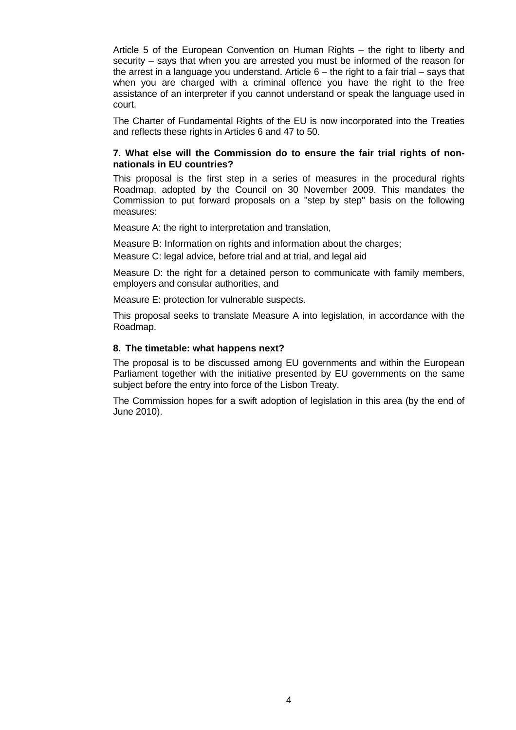Article 5 of the European Convention on Human Rights – the right to liberty and security – says that when you are arrested you must be informed of the reason for the arrest in a language you understand. Article 6 – the right to a fair trial – says that when you are charged with a criminal offence you have the right to the free assistance of an interpreter if you cannot understand or speak the language used in court.

The Charter of Fundamental Rights of the EU is now incorporated into the Treaties and reflects these rights in Articles 6 and 47 to 50.

**7. What else will the Commission do to ensure the fair trial rights of non-nationals in EU countries?**

This proposal is the first step in a series of measures in the procedural rights Roadmap, adopted by the Council on 30 November 2009. This mandates the Commission to put forward proposals on a "step by step" basis on the following measures:

Measure A: the right to interpretation and translation,

Measure B: Information on rights and information about the charges;

Measure C: legal advice, before trial and at trial, and legal aid

Measure D: the right for a detained person to communicate with family members, employers and consular authorities, and

Measure E: protection for vulnerable suspects.

This proposal seeks to translate Measure A into legislation, in accordance with the Roadmap.

**8. The timetable: what happens next?**

The proposal is to be discussed among EU governments and within the European Parliament together with the initiative presented by EU governments on the same subject before the entry into force of the Lisbon Treaty.

The Commission hopes for a swift adoption of legislation in this area (by the end of June 2010).